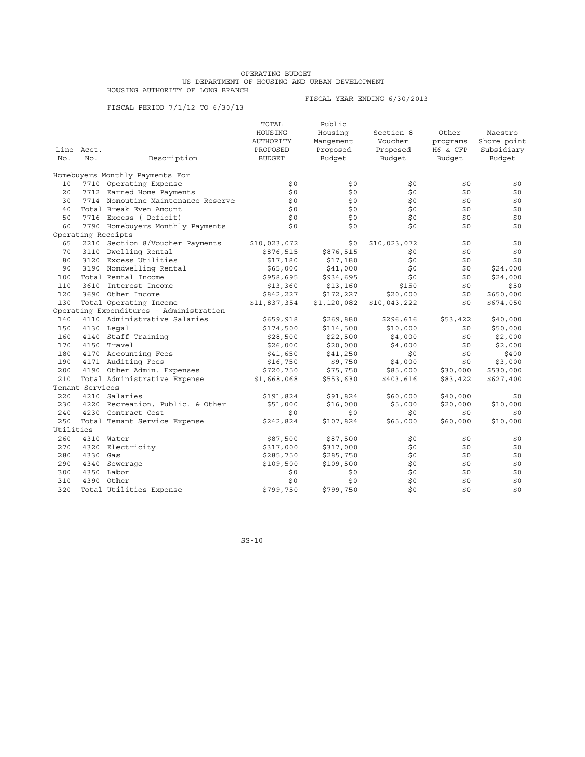OPERATING BUDGET

US DEPARTMENT OF HOUSING AND URBAN DEVELOPMENT

HOUSING AUTHORITY OF LONG BRANCH

FISCAL YEAR ENDING 6/30/2013

FISCAL PERIOD 7/1/12 TO 6/30/13

| Line No. | Acct. No. | Description | TOTAL HOUSING AUTHORITY PROPOSED BUDGET | Public Housing Mangement Proposed Budget | Section 8 Voucher Proposed Budget | Other programs H6 & CFP Budget | Maestro Shore point Subsidiary Budget |
|---|---|---|---|---|---|---|---|
| Homebuyers Monthly Payments For | | | | | | | |
| 10 | 7710 | Operating Expense | $0 | $0 | $0 | $0 | $0 |
| 20 | 7712 | Earned Home Payments | $0 | $0 | $0 | $0 | $0 |
| 30 | 7714 | Nonoutine Maintenance Reserve | $0 | $0 | $0 | $0 | $0 |
| 40 | | Total Break Even Amount | $0 | $0 | $0 | $0 | $0 |
| 50 | 7716 | Excess ( Deficit) | $0 | $0 | $0 | $0 | $0 |
| 60 | 7790 | Homebuyers Monthly Payments | $0 | $0 | $0 | $0 | $0 |
| Operating Receipts | | | | | | | |
| 65 | 2210 | Section 8/Voucher Payments | $10,023,072 | $0 | $10,023,072 | $0 | $0 |
| 70 | 3110 | Dwelling Rental | $876,515 | $876,515 | $0 | $0 | $0 |
| 80 | 3120 | Excess Utilities | $17,180 | $17,180 | $0 | $0 | $0 |
| 90 | 3190 | Nondwelling Rental | $65,000 | $41,000 | $0 | $0 | $24,000 |
| 100 | | Total Rental Income | $958,695 | $934,695 | $0 | $0 | $24,000 |
| 110 | 3610 | Interest Income | $13,360 | $13,160 | $150 | $0 | $50 |
| 120 | 3690 | Other Income | $842,227 | $172,227 | $20,000 | $0 | $650,000 |
| 130 | | Total Operating Income | $11,837,354 | $1,120,082 | $10,043,222 | $0 | $674,050 |
| Operating Expenditures - Administration | | | | | | | |
| 140 | 4110 | Administrative Salaries | $659,918 | $269,880 | $296,616 | $53,422 | $40,000 |
| 150 | 4130 | Legal | $174,500 | $114,500 | $10,000 | $0 | $50,000 |
| 160 | 4140 | Staff Training | $28,500 | $22,500 | $4,000 | $0 | $2,000 |
| 170 | 4150 | Travel | $26,000 | $20,000 | $4,000 | $0 | $2,000 |
| 180 | 4170 | Accounting Fees | $41,650 | $41,250 | $0 | $0 | $400 |
| 190 | 4171 | Auditing Fees | $16,750 | $9,750 | $4,000 | $0 | $3,000 |
| 200 | 4190 | Other Admin. Expenses | $720,750 | $75,750 | $85,000 | $30,000 | $530,000 |
| 210 | | Total Administrative Expense | $1,668,068 | $553,630 | $403,616 | $83,422 | $627,400 |
| Tenant Services | | | | | | | |
| 220 | 4210 | Salaries | $191,824 | $91,824 | $60,000 | $40,000 | $0 |
| 230 | 4220 | Recreation, Public. & Other | $51,000 | $16,000 | $5,000 | $20,000 | $10,000 |
| 240 | 4230 | Contract Cost | $0 | $0 | $0 | $0 | $0 |
| 250 | | Total Tenant Service Expense | $242,824 | $107,824 | $65,000 | $60,000 | $10,000 |
| Utilities | | | | | | | |
| 260 | 4310 | Water | $87,500 | $87,500 | $0 | $0 | $0 |
| 270 | 4320 | Electricity | $317,000 | $317,000 | $0 | $0 | $0 |
| 280 | 4330 | Gas | $285,750 | $285,750 | $0 | $0 | $0 |
| 290 | 4340 | Sewerage | $109,500 | $109,500 | $0 | $0 | $0 |
| 300 | 4350 | Labor | $0 | $0 | $0 | $0 | $0 |
| 310 | 4390 | Other | $0 | $0 | $0 | $0 | $0 |
| 320 | | Total Utilities Expense | $799,750 | $799,750 | $0 | $0 | $0 |

SS-10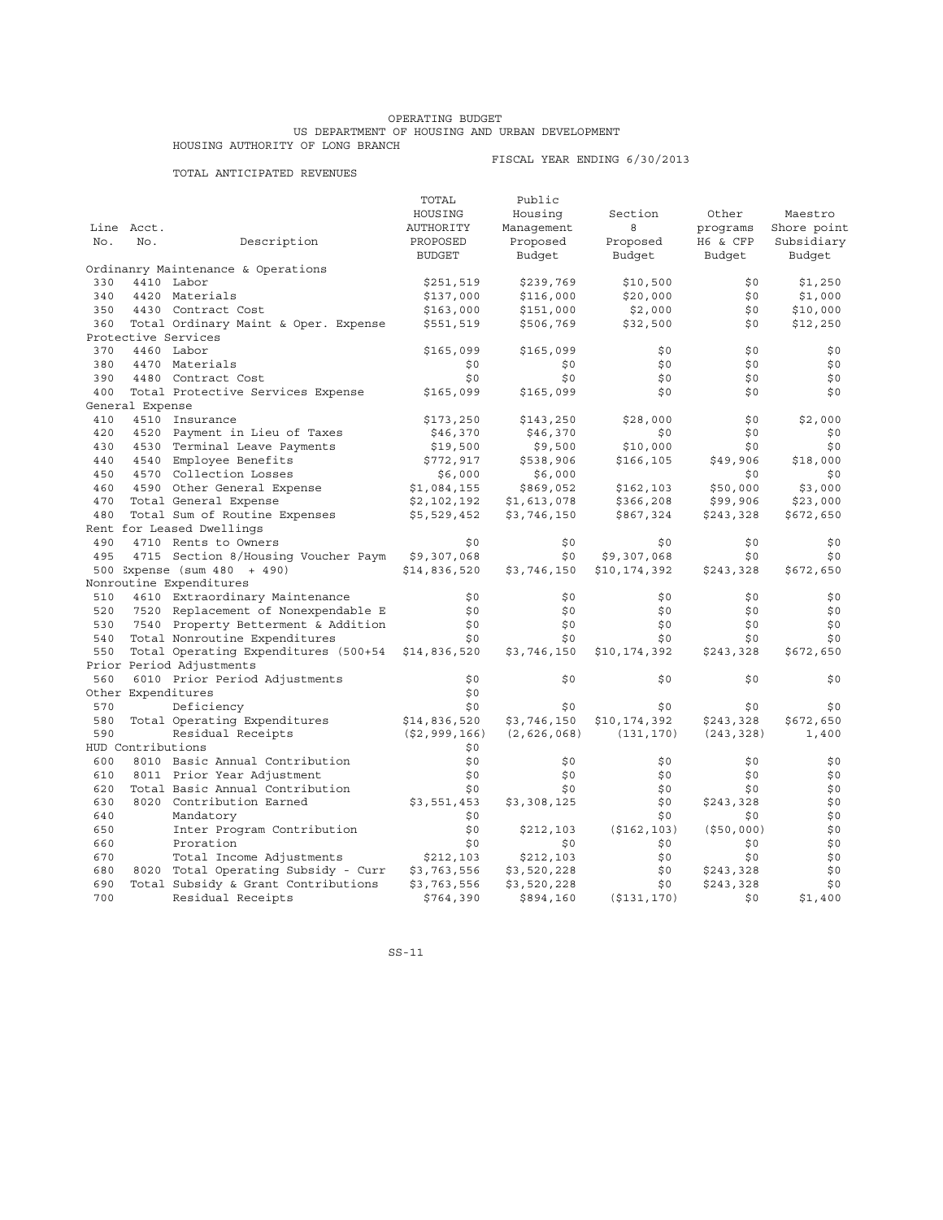# OPERATING BUDGET

## US DEPARTMENT OF HOUSING AND URBAN DEVELOPMENT

HOUSING AUTHORITY OF LONG BRANCH

FISCAL YEAR ENDING 6/30/2013

TOTAL ANTICIPATED REVENUES

| Line No. | Acct. No. | Description | TOTAL HOUSING AUTHORITY PROPOSED BUDGET | Public Housing Management Proposed Budget | Section 8 Proposed Budget | Other programs H6 & CFP Budget | Maestro Shore point Subsidiary Budget |
|---|---|---|---|---|---|---|---|
| Ordinanry Maintenance & Operations | | | | | | | |
| 330 | 4410 | Labor | $251,519 | $239,769 | $10,500 | $0 | $1,250 |
| 340 | 4420 | Materials | $137,000 | $116,000 | $20,000 | $0 | $1,000 |
| 350 | 4430 | Contract Cost | $163,000 | $151,000 | $2,000 | $0 | $10,000 |
| 360 | | Total Ordinary Maint & Oper. Expense | $551,519 | $506,769 | $32,500 | $0 | $12,250 |
| Protective Services | | | | | | | |
| 370 | 4460 | Labor | $165,099 | $165,099 | $0 | $0 | $0 |
| 380 | 4470 | Materials | $0 | $0 | $0 | $0 | $0 |
| 390 | 4480 | Contract Cost | $0 | $0 | $0 | $0 | $0 |
| 400 | | Total Protective Services Expense | $165,099 | $165,099 | $0 | $0 | $0 |
| General Expense | | | | | | | |
| 410 | 4510 | Insurance | $173,250 | $143,250 | $28,000 | $0 | $2,000 |
| 420 | 4520 | Payment in Lieu of Taxes | $46,370 | $46,370 | $0 | $0 | $0 |
| 430 | 4530 | Terminal Leave Payments | $19,500 | $9,500 | $10,000 | $0 | $0 |
| 440 | 4540 | Employee Benefits | $772,917 | $538,906 | $166,105 | $49,906 | $18,000 |
| 450 | 4570 | Collection Losses | $6,000 | $6,000 | | $0 | $0 |
| 460 | 4590 | Other General Expense | $1,084,155 | $869,052 | $162,103 | $50,000 | $3,000 |
| 470 | | Total General Expense | $2,102,192 | $1,613,078 | $366,208 | $99,906 | $23,000 |
| 480 | | Total Sum of Routine Expenses | $5,529,452 | $3,746,150 | $867,324 | $243,328 | $672,650 |
| Rent for Leased Dwellings | | | | | | | |
| 490 | 4710 | Rents to Owners | $0 | $0 | $0 | $0 | $0 |
| 495 | 4715 | Section 8/Housing Voucher Paym | $9,307,068 | $0 | $9,307,068 | $0 | $0 |
| 500 | | Expense (sum 480 + 490) | $14,836,520 | $3,746,150 | $10,174,392 | $243,328 | $672,650 |
| Nonroutine Expenditures | | | | | | | |
| 510 | 4610 | Extraordinary Maintenance | $0 | $0 | $0 | $0 | $0 |
| 520 | 7520 | Replacement of Nonexpendable E | $0 | $0 | $0 | $0 | $0 |
| 530 | 7540 | Property Betterment & Addition | $0 | $0 | $0 | $0 | $0 |
| 540 | | Total Nonroutine Expenditures | $0 | $0 | $0 | $0 | $0 |
| 550 | | Total Operating Expenditures (500+54 | $14,836,520 | $3,746,150 | $10,174,392 | $243,328 | $672,650 |
| Prior Period Adjustments | | | | | | | |
| 560 | 6010 | Prior Period Adjustments | $0 | $0 | $0 | $0 | $0 |
| Other Expenditures | | | $0 | | | | |
| 570 | | Deficiency | $0 | $0 | $0 | $0 | $0 |
| 580 | | Total Operating Expenditures | $14,836,520 | $3,746,150 | $10,174,392 | $243,328 | $672,650 |
| 590 | | Residual Receipts | ($2,999,166) | (2,626,068) | (131,170) | (243,328) | 1,400 |
| HUD Contributions | | | $0 | | | | |
| 600 | 8010 | Basic Annual Contribution | $0 | $0 | $0 | $0 | $0 |
| 610 | 8011 | Prior Year Adjustment | $0 | $0 | $0 | $0 | $0 |
| 620 | | Total Basic Annual Contribution | $0 | $0 | $0 | $0 | $0 |
| 630 | 8020 | Contribution Earned | $3,551,453 | $3,308,125 | $0 | $243,328 | $0 |
| 640 | | Mandatory | $0 | | $0 | $0 | $0 |
| 650 | | Inter Program Contribution | $0 | $212,103 | ($162,103) | ($50,000) | $0 |
| 660 | | Proration | $0 | $0 | $0 | $0 | $0 |
| 670 | | Total Income Adjustments | $212,103 | $212,103 | $0 | $0 | $0 |
| 680 | 8020 | Total Operating Subsidy - Curr | $3,763,556 | $3,520,228 | $0 | $243,328 | $0 |
| 690 | | Total Subsidy & Grant Contributions | $3,763,556 | $3,520,228 | $0 | $243,328 | $0 |
| 700 | | Residual Receipts | $764,390 | $894,160 | ($131,170) | $0 | $1,400 |

SS-11